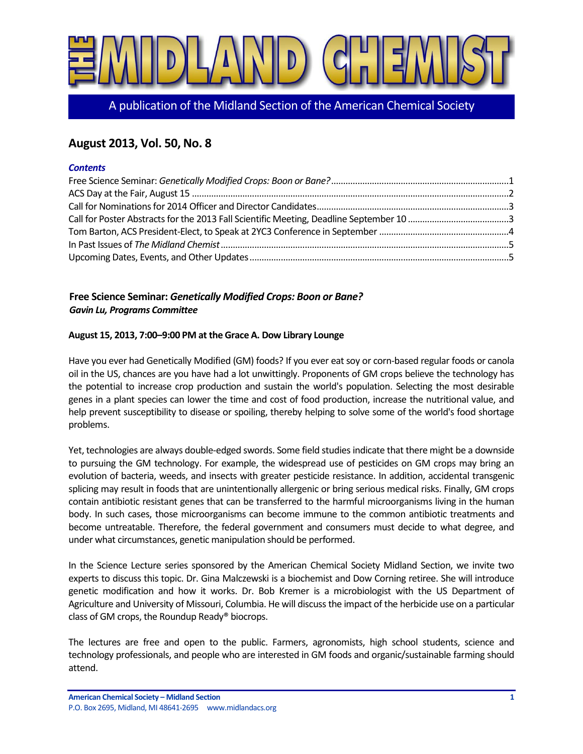# THE MIDLAND CHEMIST

A publication of the Midland Section of the American Chemical Society

## August 2013, Vol. 50, No. 8

***Contents***

Free Science Seminar: *Genetically Modified Crops: Boon or Bane?*..........1
ACS Day at the Fair, August 15..........2
Call for Nominations for 2014 Officer and Director Candidates..........3
Call for Poster Abstracts for the 2013 Fall Scientific Meeting, Deadline September 10..........3
Tom Barton, ACS President-Elect, to Speak at 2YC3 Conference in September..........4
In Past Issues of *The Midland Chemist*..........5
Upcoming Dates, Events, and Other Updates..........5

### Free Science Seminar: *Genetically Modified Crops: Boon or Bane?*

***Gavin Lu, Programs Committee***

**August 15, 2013, 7:00–9:00 PM at the Grace A. Dow Library Lounge**

Have you ever had Genetically Modified (GM) foods? If you ever eat soy or corn-based regular foods or canola oil in the US, chances are you have had a lot unwittingly. Proponents of GM crops believe the technology has the potential to increase crop production and sustain the world's population. Selecting the most desirable genes in a plant species can lower the time and cost of food production, increase the nutritional value, and help prevent susceptibility to disease or spoiling, thereby helping to solve some of the world's food shortage problems.

Yet, technologies are always double-edged swords. Some field studies indicate that there might be a downside to pursuing the GM technology. For example, the widespread use of pesticides on GM crops may bring an evolution of bacteria, weeds, and insects with greater pesticide resistance. In addition, accidental transgenic splicing may result in foods that are unintentionally allergenic or bring serious medical risks. Finally, GM crops contain antibiotic resistant genes that can be transferred to the harmful microorganisms living in the human body. In such cases, those microorganisms can become immune to the common antibiotic treatments and become untreatable. Therefore, the federal government and consumers must decide to what degree, and under what circumstances, genetic manipulation should be performed.

In the Science Lecture series sponsored by the American Chemical Society Midland Section, we invite two experts to discuss this topic. Dr. Gina Malczewski is a biochemist and Dow Corning retiree. She will introduce genetic modification and how it works. Dr. Bob Kremer is a microbiologist with the US Department of Agriculture and University of Missouri, Columbia. He will discuss the impact of the herbicide use on a particular class of GM crops, the Roundup Ready® biocrops.

The lectures are free and open to the public. Farmers, agronomists, high school students, science and technology professionals, and people who are interested in GM foods and organic/sustainable farming should attend.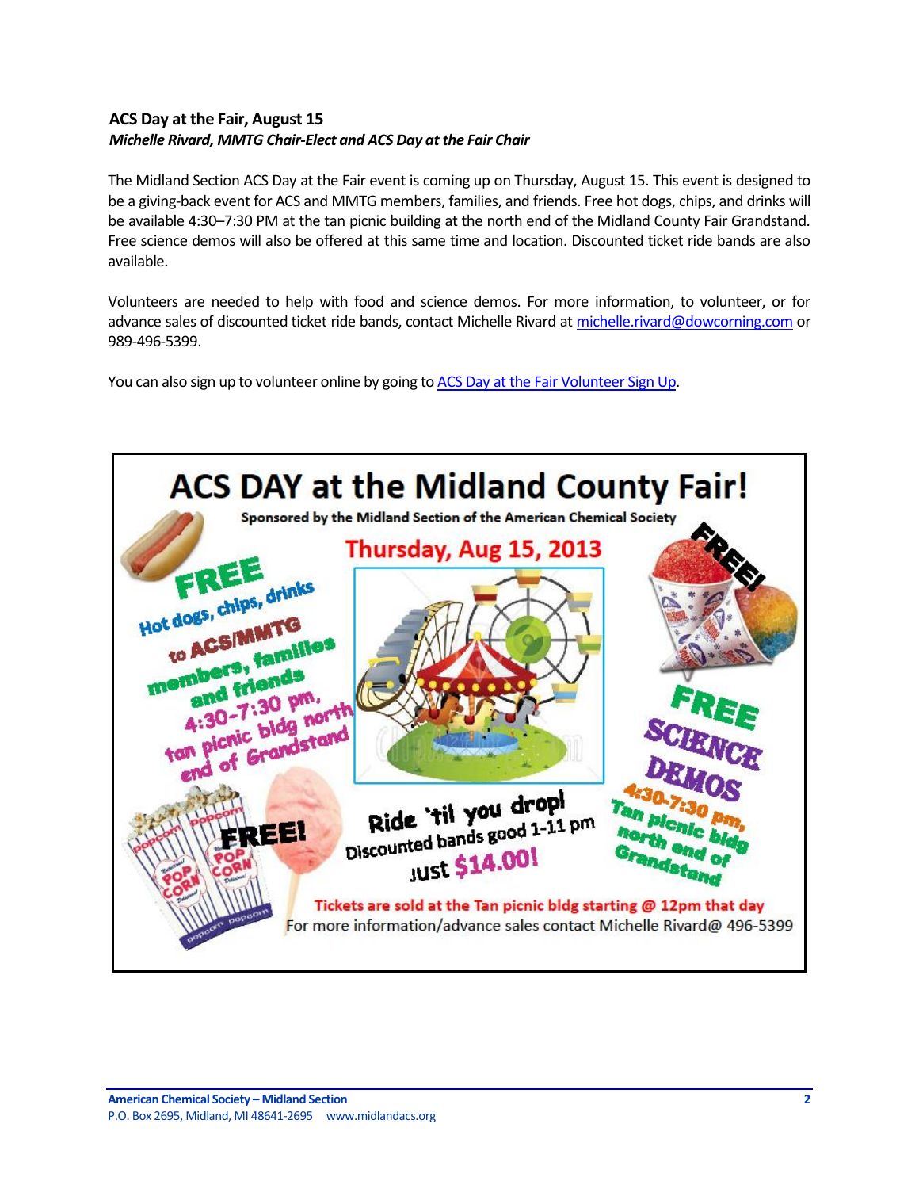### ACS Day at the Fair, August 15

***Michelle Rivard, MMTG Chair-Elect and ACS Day at the Fair Chair***

The Midland Section ACS Day at the Fair event is coming up on Thursday, August 15. This event is designed to be a giving-back event for ACS and MMTG members, families, and friends. Free hot dogs, chips, and drinks will be available 4:30–7:30 PM at the tan picnic building at the north end of the Midland County Fair Grandstand. Free science demos will also be offered at this same time and location. Discounted ticket ride bands are also available.

Volunteers are needed to help with food and science demos. For more information, to volunteer, or for advance sales of discounted ticket ride bands, contact Michelle Rivard at michelle.rivard@dowcorning.com or 989-496-5399.

You can also sign up to volunteer online by going to ACS Day at the Fair Volunteer Sign Up.

# ACS DAY at the Midland County Fair!

**Sponsored by the Midland Section of the American Chemical Society**

**Thursday, Aug 15, 2013**

**FREE** Hot dogs, chips, drinks to ACS/MMTG members, families and friends 4:30-7:30 pm, tan picnic bldg north end of Grandstand

**FREE!**

**FREE SCIENCE DEMOS** 4:30-7:30 pm, Tan picnic bldg north end of Grandstand

**FREE!**

**Ride 'til you drop!** Discounted bands good 1-11 pm just $14.00!

**Tickets are sold at the Tan picnic bldg starting @ 12pm that day**

For more information/advance sales contact Michelle Rivard@ 496-5399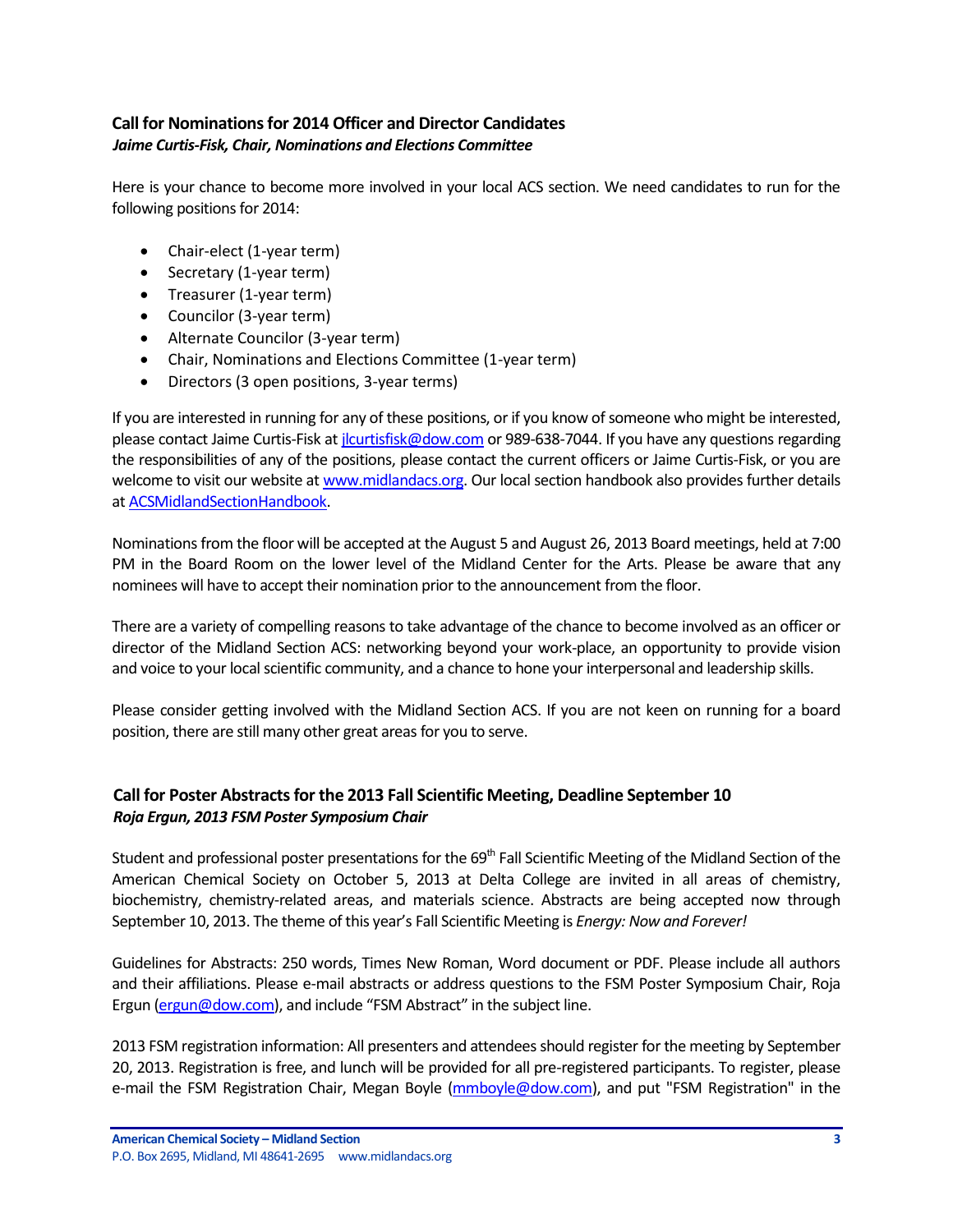## Call for Nominations for 2014 Officer and Director Candidates

***Jaime Curtis-Fisk, Chair, Nominations and Elections Committee***

Here is your chance to become more involved in your local ACS section. We need candidates to run for the following positions for 2014:

- Chair-elect (1-year term)
- Secretary (1-year term)
- Treasurer (1-year term)
- Councilor (3-year term)
- Alternate Councilor (3-year term)
- Chair, Nominations and Elections Committee (1-year term)
- Directors (3 open positions, 3-year terms)

If you are interested in running for any of these positions, or if you know of someone who might be interested, please contact Jaime Curtis-Fisk at [jlcurtisfisk@dow.com](mailto:jlcurtisfisk@dow.com) or 989-638-7044. If you have any questions regarding the responsibilities of any of the positions, please contact the current officers or Jaime Curtis-Fisk, or you are welcome to visit our website at [www.midlandacs.org](http://www.midlandacs.org). Our local section handbook also provides further details at ACSMidlandSectionHandbook.

Nominations from the floor will be accepted at the August 5 and August 26, 2013 Board meetings, held at 7:00 PM in the Board Room on the lower level of the Midland Center for the Arts. Please be aware that any nominees will have to accept their nomination prior to the announcement from the floor.

There are a variety of compelling reasons to take advantage of the chance to become involved as an officer or director of the Midland Section ACS: networking beyond your work-place, an opportunity to provide vision and voice to your local scientific community, and a chance to hone your interpersonal and leadership skills.

Please consider getting involved with the Midland Section ACS. If you are not keen on running for a board position, there are still many other great areas for you to serve.

## Call for Poster Abstracts for the 2013 Fall Scientific Meeting, Deadline September 10

***Roja Ergun, 2013 FSM Poster Symposium Chair***

Student and professional poster presentations for the 69th Fall Scientific Meeting of the Midland Section of the American Chemical Society on October 5, 2013 at Delta College are invited in all areas of chemistry, biochemistry, chemistry-related areas, and materials science. Abstracts are being accepted now through September 10, 2013. The theme of this year's Fall Scientific Meeting is *Energy: Now and Forever!*

Guidelines for Abstracts: 250 words, Times New Roman, Word document or PDF. Please include all authors and their affiliations. Please e-mail abstracts or address questions to the FSM Poster Symposium Chair, Roja Ergun ([ergun@dow.com](mailto:ergun@dow.com)), and include "FSM Abstract" in the subject line.

2013 FSM registration information: All presenters and attendees should register for the meeting by September 20, 2013. Registration is free, and lunch will be provided for all pre-registered participants. To register, please e-mail the FSM Registration Chair, Megan Boyle ([mmboyle@dow.com](mailto:mmboyle@dow.com)), and put "FSM Registration" in the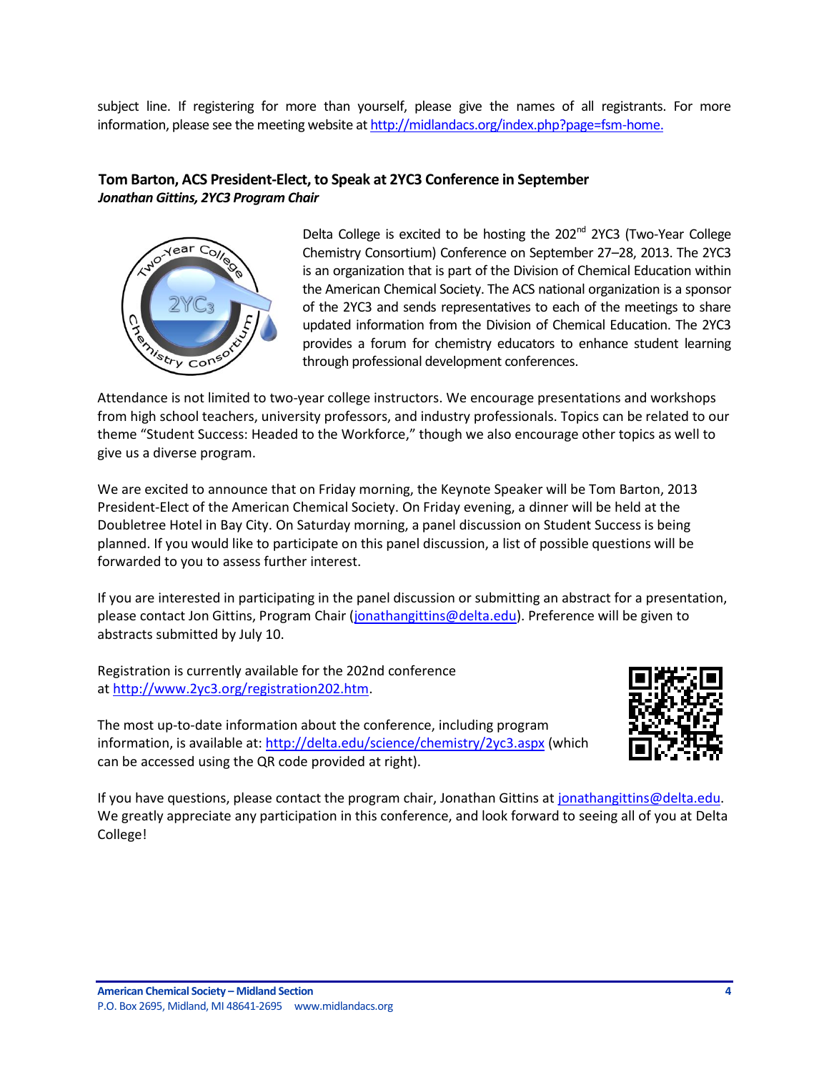subject line. If registering for more than yourself, please give the names of all registrants. For more information, please see the meeting website at http://midlandacs.org/index.php?page=fsm-home.

### Tom Barton, ACS President-Elect, to Speak at 2YC3 Conference in September

***Jonathan Gittins, 2YC3 Program Chair***

Delta College is excited to be hosting the 202nd 2YC3 (Two-Year College Chemistry Consortium) Conference on September 27–28, 2013. The 2YC3 is an organization that is part of the Division of Chemical Education within the American Chemical Society. The ACS national organization is a sponsor of the 2YC3 and sends representatives to each of the meetings to share updated information from the Division of Chemical Education. The 2YC3 provides a forum for chemistry educators to enhance student learning through professional development conferences.

Attendance is not limited to two-year college instructors. We encourage presentations and workshops from high school teachers, university professors, and industry professionals. Topics can be related to our theme "Student Success: Headed to the Workforce," though we also encourage other topics as well to give us a diverse program.

We are excited to announce that on Friday morning, the Keynote Speaker will be Tom Barton, 2013 President-Elect of the American Chemical Society. On Friday evening, a dinner will be held at the Doubletree Hotel in Bay City. On Saturday morning, a panel discussion on Student Success is being planned. If you would like to participate on this panel discussion, a list of possible questions will be forwarded to you to assess further interest.

If you are interested in participating in the panel discussion or submitting an abstract for a presentation, please contact Jon Gittins, Program Chair (jonathangittins@delta.edu). Preference will be given to abstracts submitted by July 10.

Registration is currently available for the 202nd conference at http://www.2yc3.org/registration202.htm.

The most up-to-date information about the conference, including program information, is available at: http://delta.edu/science/chemistry/2yc3.aspx (which can be accessed using the QR code provided at right).

If you have questions, please contact the program chair, Jonathan Gittins at jonathangittins@delta.edu. We greatly appreciate any participation in this conference, and look forward to seeing all of you at Delta College!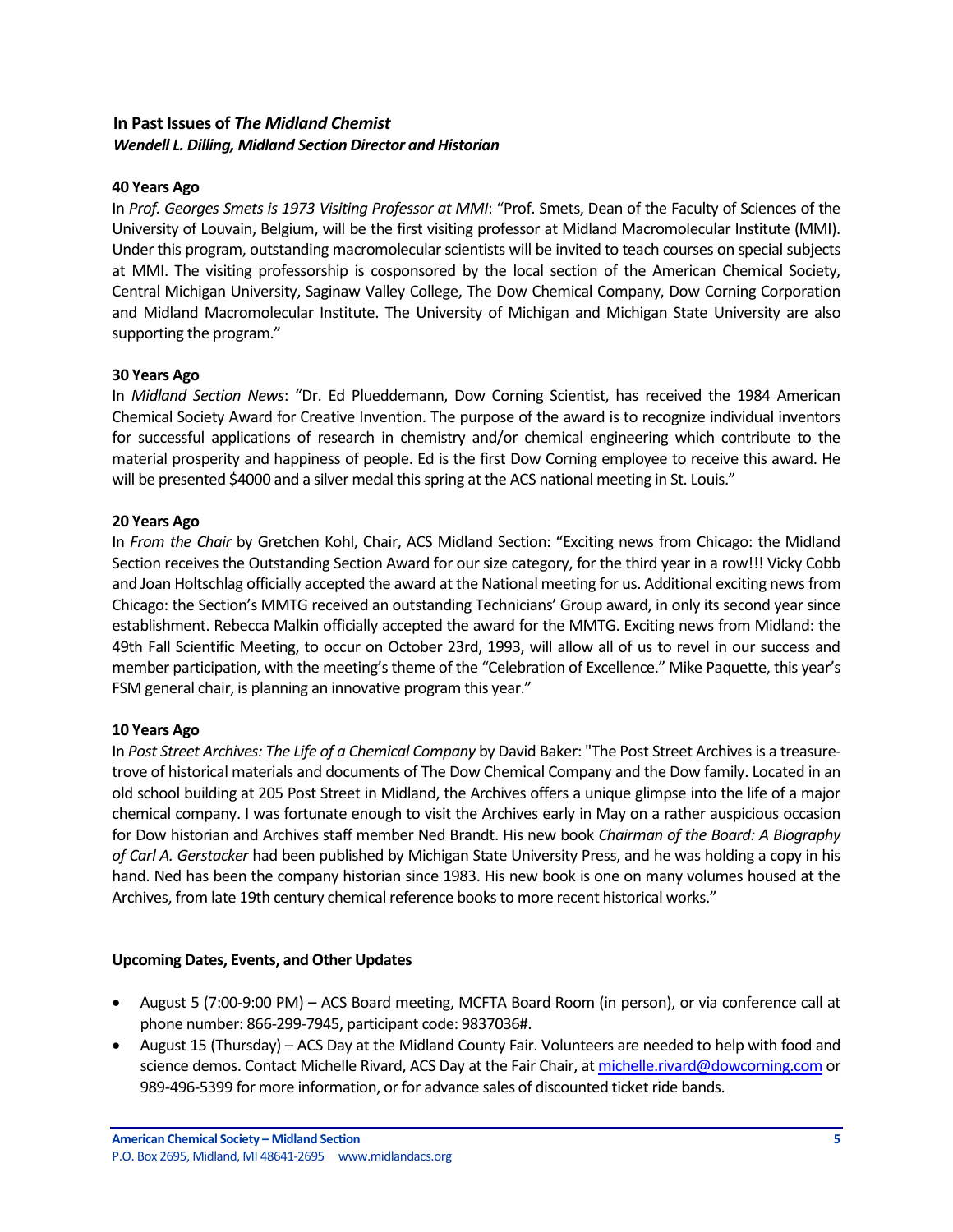## In Past Issues of *The Midland Chemist*

***Wendell L. Dilling, Midland Section Director and Historian***

### 40 Years Ago

In *Prof. Georges Smets is 1973 Visiting Professor at MMI*: "Prof. Smets, Dean of the Faculty of Sciences of the University of Louvain, Belgium, will be the first visiting professor at Midland Macromolecular Institute (MMI). Under this program, outstanding macromolecular scientists will be invited to teach courses on special subjects at MMI. The visiting professorship is cosponsored by the local section of the American Chemical Society, Central Michigan University, Saginaw Valley College, The Dow Chemical Company, Dow Corning Corporation and Midland Macromolecular Institute. The University of Michigan and Michigan State University are also supporting the program."

### 30 Years Ago

In *Midland Section News*: "Dr. Ed Plueddemann, Dow Corning Scientist, has received the 1984 American Chemical Society Award for Creative Invention. The purpose of the award is to recognize individual inventors for successful applications of research in chemistry and/or chemical engineering which contribute to the material prosperity and happiness of people. Ed is the first Dow Corning employee to receive this award. He will be presented $4000 and a silver medal this spring at the ACS national meeting in St. Louis."

### 20 Years Ago

In *From the Chair* by Gretchen Kohl, Chair, ACS Midland Section: "Exciting news from Chicago: the Midland Section receives the Outstanding Section Award for our size category, for the third year in a row!!! Vicky Cobb and Joan Holtschlag officially accepted the award at the National meeting for us. Additional exciting news from Chicago: the Section's MMTG received an outstanding Technicians' Group award, in only its second year since establishment. Rebecca Malkin officially accepted the award for the MMTG. Exciting news from Midland: the 49th Fall Scientific Meeting, to occur on October 23rd, 1993, will allow all of us to revel in our success and member participation, with the meeting's theme of the "Celebration of Excellence." Mike Paquette, this year's FSM general chair, is planning an innovative program this year."

### 10 Years Ago

In *Post Street Archives: The Life of a Chemical Company* by David Baker: "The Post Street Archives is a treasure-trove of historical materials and documents of The Dow Chemical Company and the Dow family. Located in an old school building at 205 Post Street in Midland, the Archives offers a unique glimpse into the life of a major chemical company. I was fortunate enough to visit the Archives early in May on a rather auspicious occasion for Dow historian and Archives staff member Ned Brandt. His new book *Chairman of the Board: A Biography of Carl A. Gerstacker* had been published by Michigan State University Press, and he was holding a copy in his hand. Ned has been the company historian since 1983. His new book is one on many volumes housed at the Archives, from late 19th century chemical reference books to more recent historical works."

## Upcoming Dates, Events, and Other Updates

- August 5 (7:00-9:00 PM) – ACS Board meeting, MCFTA Board Room (in person), or via conference call at phone number: 866-299-7945, participant code: 9837036#.
- August 15 (Thursday) – ACS Day at the Midland County Fair. Volunteers are needed to help with food and science demos. Contact Michelle Rivard, ACS Day at the Fair Chair, at michelle.rivard@dowcorning.com or 989-496-5399 for more information, or for advance sales of discounted ticket ride bands.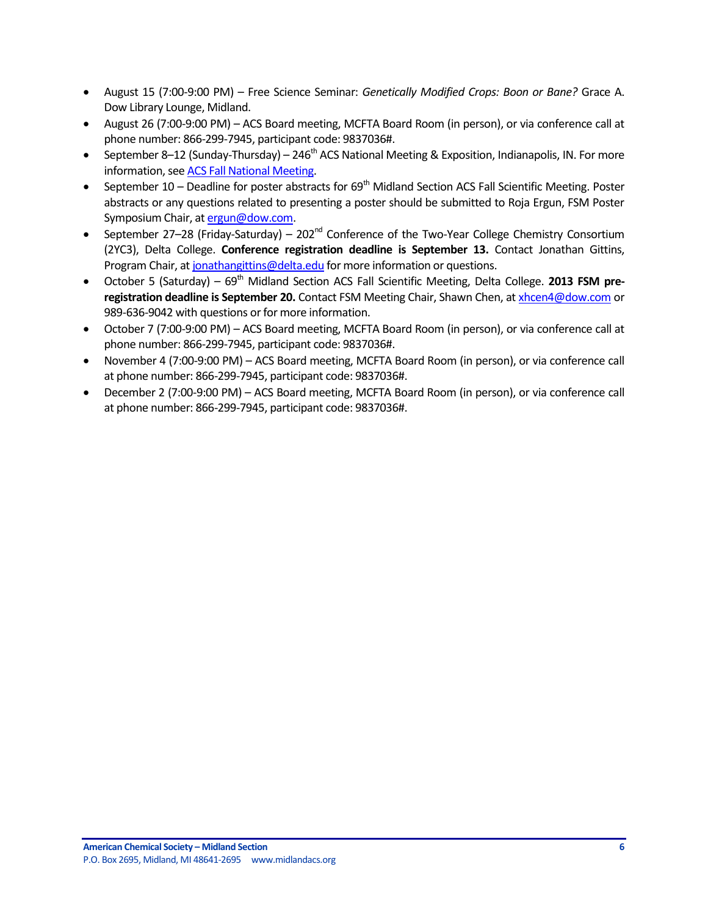- August 15 (7:00-9:00 PM) – Free Science Seminar: *Genetically Modified Crops: Boon or Bane?* Grace A. Dow Library Lounge, Midland.
- August 26 (7:00-9:00 PM) – ACS Board meeting, MCFTA Board Room (in person), or via conference call at phone number: 866-299-7945, participant code: 9837036#.
- September 8–12 (Sunday-Thursday) – 246th ACS National Meeting & Exposition, Indianapolis, IN. For more information, see ACS Fall National Meeting.
- September 10 – Deadline for poster abstracts for 69th Midland Section ACS Fall Scientific Meeting. Poster abstracts or any questions related to presenting a poster should be submitted to Roja Ergun, FSM Poster Symposium Chair, at ergun@dow.com.
- September 27–28 (Friday-Saturday) – 202nd Conference of the Two-Year College Chemistry Consortium (2YC3), Delta College. **Conference registration deadline is September 13.** Contact Jonathan Gittins, Program Chair, at jonathangittins@delta.edu for more information or questions.
- October 5 (Saturday) – 69th Midland Section ACS Fall Scientific Meeting, Delta College. **2013 FSM pre-registration deadline is September 20.** Contact FSM Meeting Chair, Shawn Chen, at xhcen4@dow.com or 989-636-9042 with questions or for more information.
- October 7 (7:00-9:00 PM) – ACS Board meeting, MCFTA Board Room (in person), or via conference call at phone number: 866-299-7945, participant code: 9837036#.
- November 4 (7:00-9:00 PM) – ACS Board meeting, MCFTA Board Room (in person), or via conference call at phone number: 866-299-7945, participant code: 9837036#.
- December 2 (7:00-9:00 PM) – ACS Board meeting, MCFTA Board Room (in person), or via conference call at phone number: 866-299-7945, participant code: 9837036#.